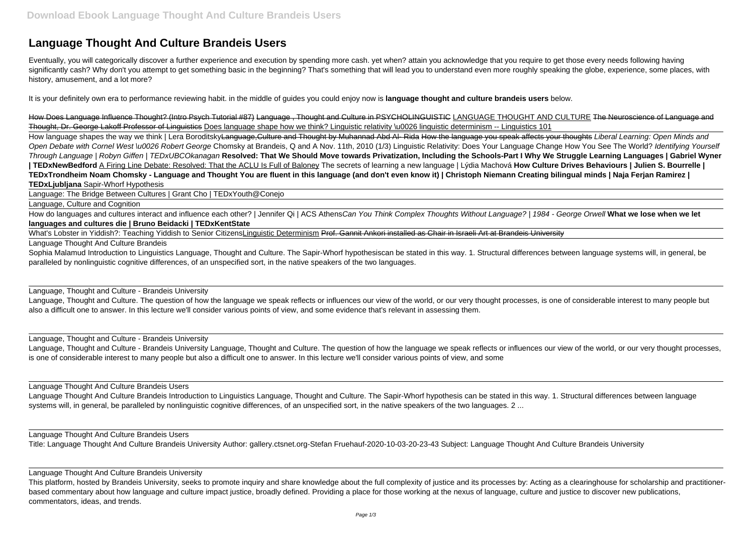# Language Thought And Culture Brandeis Users

Eventually, you will categorically discover a further experience and execution by spending more cash. yet when? attain you acknowledge that you require to get those every needs following having significantly cash? Why don't you attempt to get something basic in the beginning? That's something that will lead you to understand even more roughly speaking the globe, experience, some places, with history, amusement, and a lot more?

It is your definitely own era to performance reviewing habit. in the middle of guides you could enjoy now is **language thought and culture brandeis users** below.

How Does Language Influence Thought? (Intro Psych Tutorial #87) Language , Thought and Culture in PSYCHOLINGUISTIC LANGUAGE THOUGHT AND CULTURE The Neuroscience of Language and Thought, Dr. George Lakoff Professor of Linguistics Does language shape how we think? Linguistic relativity \u0026 linguistic determinism -- Linguistics 101

How language shapes the way we think | Lera BoroditskyLanguage,Culture and Thought by Muhannad Abd Al- Rida How the language you speak affects your thoughts *Liberal Learning: Open Minds and Open Debate with Cornel West \u0026 Robert George* Chomsky at Brandeis, Q and A Nov. 11th, 2010 (1/3) Linguistic Relativity: Does Your Language Change How You See The World? *Identifying Yourself Through Language | Robyn Giffen | TEDxUBCOkanagan* **Resolved: That We Should Move towards Privatization, Including the Schools-Part I Why We Struggle Learning Languages | Gabriel Wyner | TEDxNewBedford** A Firing Line Debate: Resolved: That the ACLU Is Full of Baloney The secrets of learning a new language | Lýdia Machová **How Culture Drives Behaviours | Julien S. Bourrelle | TEDxTrondheim Noam Chomsky - Language and Thought You are fluent in this language (and don't even know it) | Christoph Niemann Creating bilingual minds | Naja Ferjan Ramirez | TEDxLjubljana** Sapir-Whorf Hypothesis

Language: The Bridge Between Cultures | Grant Cho | TEDxYouth@Conejo

Language, Culture and Cognition

How do languages and cultures interact and influence each other? | Jennifer Qi | ACS Athens*Can You Think Complex Thoughts Without Language? | 1984 - George Orwell* **What we lose when we let languages and cultures die | Bruno Beidacki | TEDxKentState**

What's Lobster in Yiddish?: Teaching Yiddish to Senior CitizensLinguistic Determinism Prof. Gannit Ankori installed as Chair in Israeli Art at Brandeis University

Language Thought And Culture Brandeis

Sophia Malamud Introduction to Linguistics Language, Thought and Culture. The Sapir-Whorf hypothesiscan be stated in this way. 1. Structural differences between language systems will, in general, be paralleled by nonlinguistic cognitive differences, of an unspecified sort, in the native speakers of the two languages.

Language, Thought and Culture - Brandeis University

Language, Thought and Culture. The question of how the language we speak reflects or influences our view of the world, or our very thought processes, is one of considerable interest to many people but also a difficult one to answer. In this lecture we'll consider various points of view, and some evidence that's relevant in assessing them.

Language, Thought and Culture - Brandeis University

Language, Thought and Culture - Brandeis University Language, Thought and Culture. The question of how the language we speak reflects or influences our view of the world, or our very thought processes, is one of considerable interest to many people but also a difficult one to answer. In this lecture we'll consider various points of view, and some

Language Thought And Culture Brandeis Users

Language Thought And Culture Brandeis Introduction to Linguistics Language, Thought and Culture. The Sapir-Whorf hypothesis can be stated in this way. 1. Structural differences between language systems will, in general, be paralleled by nonlinguistic cognitive differences, of an unspecified sort, in the native speakers of the two languages. 2 ...

Language Thought And Culture Brandeis Users

Title: Language Thought And Culture Brandeis University Author: gallery.ctsnet.org-Stefan Fruehauf-2020-10-03-20-23-43 Subject: Language Thought And Culture Brandeis University

Language Thought And Culture Brandeis University

This platform, hosted by Brandeis University, seeks to promote inquiry and share knowledge about the full complexity of justice and its processes by: Acting as a clearinghouse for scholarship and practitioner-based commentary about how language and culture impact justice, broadly defined. Providing a place for those working at the nexus of language, culture and justice to discover new publications, commentators, ideas, and trends.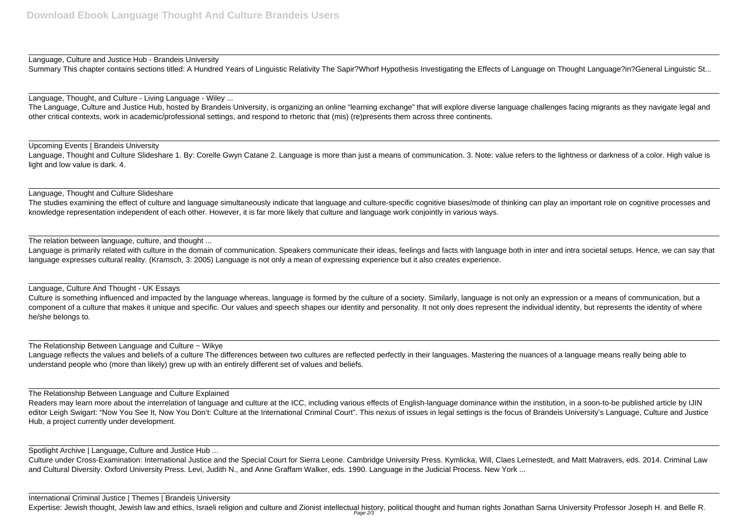Language, Culture and Justice Hub - Brandeis University

Summary This chapter contains sections titled: A Hundred Years of Linguistic Relativity The Sapir?Whorf Hypothesis Investigating the Effects of Language on Thought Language?in?General Linguistic St...

Language, Thought, and Culture - Living Language - Wiley ...

The Language, Culture and Justice Hub, hosted by Brandeis University, is organizing an online "learning exchange" that will explore diverse language challenges facing migrants as they navigate legal and other critical contexts, work in academic/professional settings, and respond to rhetoric that (mis) (re)presents them across three continents.

Upcoming Events | Brandeis University

Language, Thought and Culture Slideshare 1. By: Corelle Gwyn Catane 2. Language is more than just a means of communication. 3. Note: value refers to the lightness or darkness of a color. High value is light and low value is dark. 4.

Language, Thought and Culture Slideshare

The studies examining the effect of culture and language simultaneously indicate that language and culture-specific cognitive biases/mode of thinking can play an important role on cognitive processes and knowledge representation independent of each other. However, it is far more likely that culture and language work conjointly in various ways.

The relation between language, culture, and thought ...

Language is primarily related with culture in the domain of communication. Speakers communicate their ideas, feelings and facts with language both in inter and intra societal setups. Hence, we can say that language expresses cultural reality. (Kramsch, 3: 2005) Language is not only a mean of expressing experience but it also creates experience.

Language, Culture And Thought - UK Essays

Culture is something influenced and impacted by the language whereas, language is formed by the culture of a society. Similarly, language is not only an expression or a means of communication, but a component of a culture that makes it unique and specific. Our values and speech shapes our identity and personality. It not only does represent the individual identity, but represents the identity of where he/she belongs to.

The Relationship Between Language and Culture ~ Wikye

Language reflects the values and beliefs of a culture The differences between two cultures are reflected perfectly in their languages. Mastering the nuances of a language means really being able to understand people who (more than likely) grew up with an entirely different set of values and beliefs.

The Relationship Between Language and Culture Explained

Readers may learn more about the interrelation of language and culture at the ICC, including various effects of English-language dominance within the institution, in a soon-to-be published article by IJIN editor Leigh Swigart: "Now You See It, Now You Don't: Culture at the International Criminal Court". This nexus of issues in legal settings is the focus of Brandeis University's Language, Culture and Justice Hub, a project currently under development.

Spotlight Archive | Language, Culture and Justice Hub ...

Culture under Cross-Examination: International Justice and the Special Court for Sierra Leone. Cambridge University Press. Kymlicka, Will, Claes Lernestedt, and Matt Matravers, eds. 2014. Criminal Law and Cultural Diversity. Oxford University Press. Levi, Judith N., and Anne Graffam Walker, eds. 1990. Language in the Judicial Process. New York ...

International Criminal Justice | Themes | Brandeis University

Expertise: Jewish thought, Jewish law and ethics, Israeli religion and culture and Zionist intellectual history, political thought and human rights Jonathan Sarna University Professor Joseph H. and Belle R.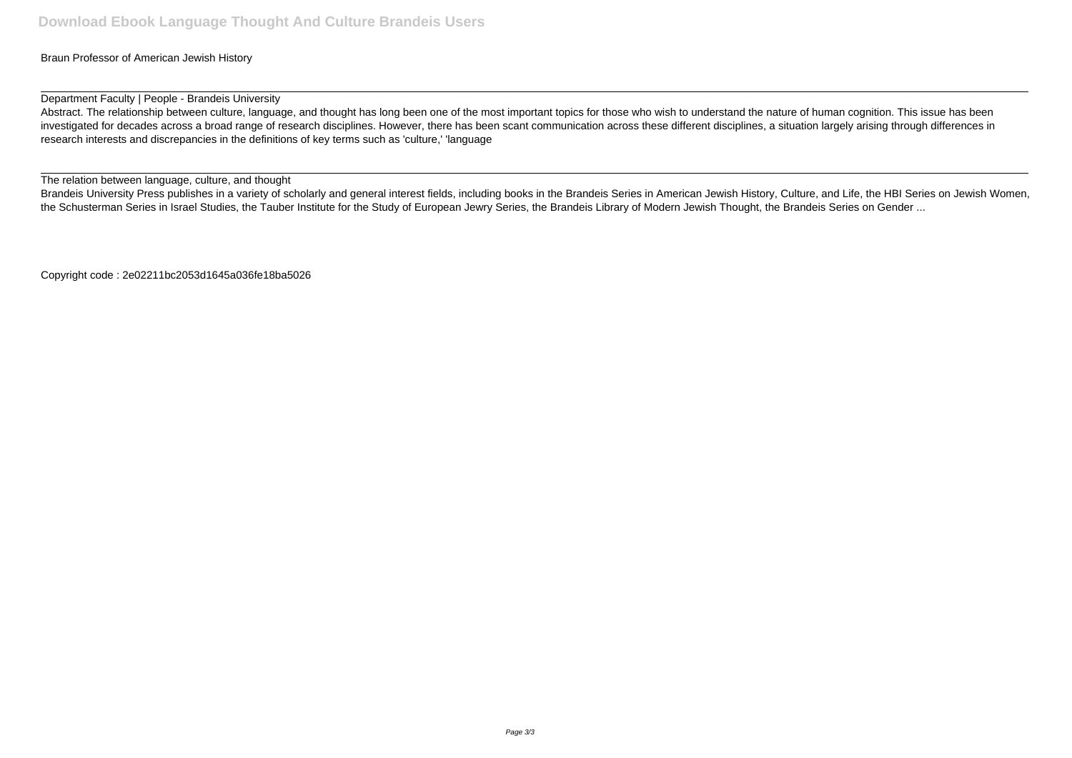Braun Professor of American Jewish History

Department Faculty | People - Brandeis University

Abstract. The relationship between culture, language, and thought has long been one of the most important topics for those who wish to understand the nature of human cognition. This issue has been investigated for decades across a broad range of research disciplines. However, there has been scant communication across these different disciplines, a situation largely arising through differences in research interests and discrepancies in the definitions of key terms such as 'culture,' 'language

The relation between language, culture, and thought

Brandeis University Press publishes in a variety of scholarly and general interest fields, including books in the Brandeis Series in American Jewish History, Culture, and Life, the HBI Series on Jewish Women, the Schusterman Series in Israel Studies, the Tauber Institute for the Study of European Jewry Series, the Brandeis Library of Modern Jewish Thought, the Brandeis Series on Gender ...

Copyright code : 2e02211bc2053d1645a036fe18ba5026